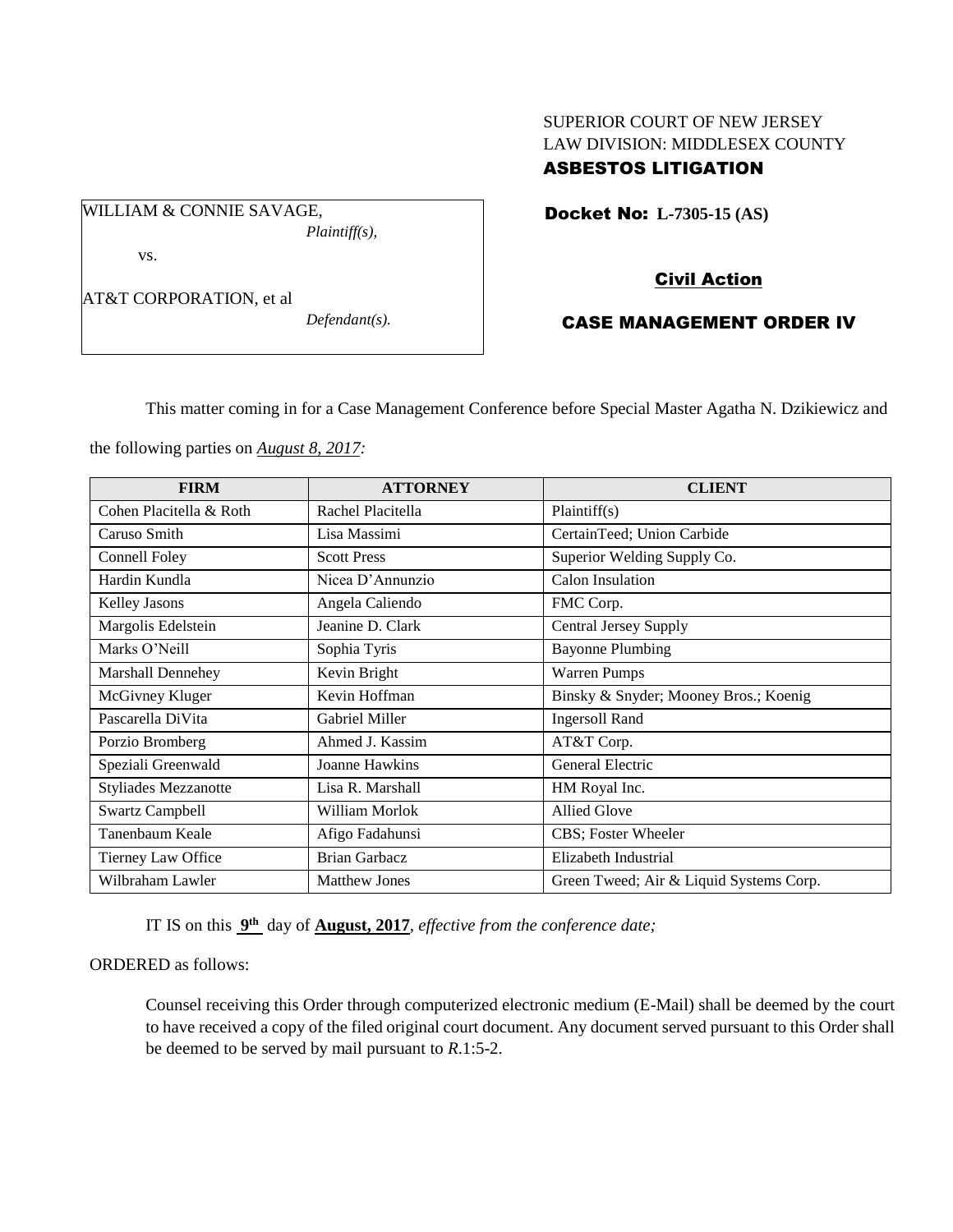SUPERIOR COURT OF NEW JERSEY
LAW DIVISION: MIDDLESEX COUNTY
**ASBESTOS LITIGATION**

WILLIAM & CONNIE SAVAGE,
*Plaintiff(s),*

vs.

AT&T CORPORATION, et al
*Defendant(s).*

**Docket No: L-7305-15 (AS)**

**Civil Action**

**CASE MANAGEMENT ORDER IV**

This matter coming in for a Case Management Conference before Special Master Agatha N. Dzikiewicz and the following parties on ***August 8, 2017:***

| FIRM | ATTORNEY | CLIENT |
|---|---|---|
| Cohen Placitella & Roth | Rachel Placitella | Plaintiff(s) |
| Caruso Smith | Lisa Massimi | CertainTeed; Union Carbide |
| Connell Foley | Scott Press | Superior Welding Supply Co. |
| Hardin Kundla | Nicea D'Annunzio | Calon Insulation |
| Kelley Jasons | Angela Caliendo | FMC Corp. |
| Margolis Edelstein | Jeanine D. Clark | Central Jersey Supply |
| Marks O'Neill | Sophia Tyris | Bayonne Plumbing |
| Marshall Dennehey | Kevin Bright | Warren Pumps |
| McGivney Kluger | Kevin Hoffman | Binsky & Snyder; Mooney Bros.; Koenig |
| Pascarella DiVita | Gabriel Miller | Ingersoll Rand |
| Porzio Bromberg | Ahmed J. Kassim | AT&T Corp. |
| Speziali Greenwald | Joanne Hawkins | General Electric |
| Styliades Mezzanotte | Lisa R. Marshall | HM Royal Inc. |
| Swartz Campbell | William Morlok | Allied Glove |
| Tanenbaum Keale | Afigo Fadahunsi | CBS; Foster Wheeler |
| Tierney Law Office | Brian Garbacz | Elizabeth Industrial |
| Wilbraham Lawler | Matthew Jones | Green Tweed; Air & Liquid Systems Corp. |

IT IS on this **9th** day of **August, 2017**, *effective from the conference date;*

ORDERED as follows:

Counsel receiving this Order through computerized electronic medium (E-Mail) shall be deemed by the court to have received a copy of the filed original court document. Any document served pursuant to this Order shall be deemed to be served by mail pursuant to *R*.1:5-2.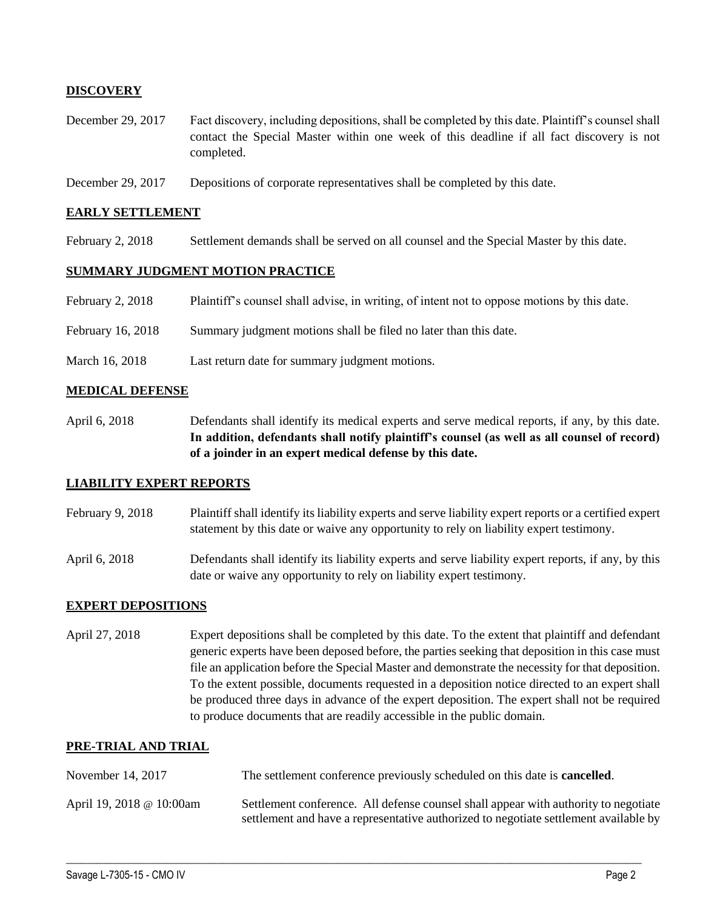**DISCOVERY**

| | |
|---|---|
| December 29, 2017 | Fact discovery, including depositions, shall be completed by this date. Plaintiff's counsel shall contact the Special Master within one week of this deadline if all fact discovery is not completed. |
| December 29, 2017 | Depositions of corporate representatives shall be completed by this date. |

**EARLY SETTLEMENT**

| | |
|---|---|
| February 2, 2018 | Settlement demands shall be served on all counsel and the Special Master by this date. |

**SUMMARY JUDGMENT MOTION PRACTICE**

| | |
|---|---|
| February 2, 2018 | Plaintiff's counsel shall advise, in writing, of intent not to oppose motions by this date. |
| February 16, 2018 | Summary judgment motions shall be filed no later than this date. |
| March 16, 2018 | Last return date for summary judgment motions. |

**MEDICAL DEFENSE**

| | |
|---|---|
| April 6, 2018 | Defendants shall identify its medical experts and serve medical reports, if any, by this date. **In addition, defendants shall notify plaintiff's counsel (as well as all counsel of record) of a joinder in an expert medical defense by this date.** |

**LIABILITY EXPERT REPORTS**

| | |
|---|---|
| February 9, 2018 | Plaintiff shall identify its liability experts and serve liability expert reports or a certified expert statement by this date or waive any opportunity to rely on liability expert testimony. |
| April 6, 2018 | Defendants shall identify its liability experts and serve liability expert reports, if any, by this date or waive any opportunity to rely on liability expert testimony. |

**EXPERT DEPOSITIONS**

| | |
|---|---|
| April 27, 2018 | Expert depositions shall be completed by this date. To the extent that plaintiff and defendant generic experts have been deposed before, the parties seeking that deposition in this case must file an application before the Special Master and demonstrate the necessity for that deposition. To the extent possible, documents requested in a deposition notice directed to an expert shall be produced three days in advance of the expert deposition. The expert shall not be required to produce documents that are readily accessible in the public domain. |

**PRE-TRIAL AND TRIAL**

| | |
|---|---|
| November 14, 2017 | The settlement conference previously scheduled on this date is **cancelled**. |
| April 19, 2018 @ 10:00am | Settlement conference. All defense counsel shall appear with authority to negotiate settlement and have a representative authorized to negotiate settlement available by |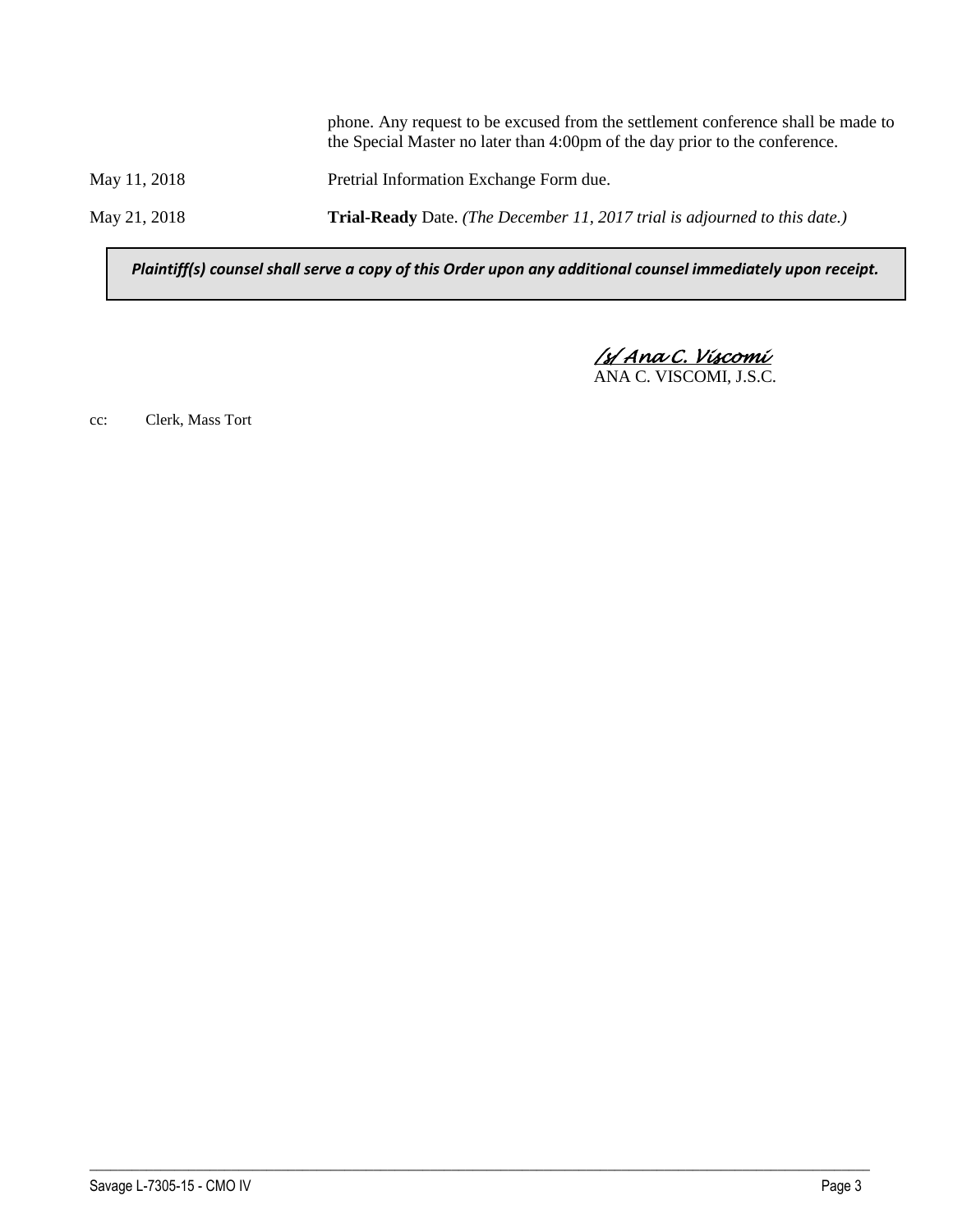| | |
|---|---|
| | phone. Any request to be excused from the settlement conference shall be made to the Special Master no later than 4:00pm of the day prior to the conference. |
| May 11, 2018 | Pretrial Information Exchange Form due. |
| May 21, 2018 | **Trial-Ready** Date. *(The December 11, 2017 trial is adjourned to this date.)* |

***Plaintiff(s) counsel shall serve a copy of this Order upon any additional counsel immediately upon receipt.***

/s/ Ana C. Viscomi
ANA C. VISCOMI, J.S.C.

cc: Clerk, Mass Tort